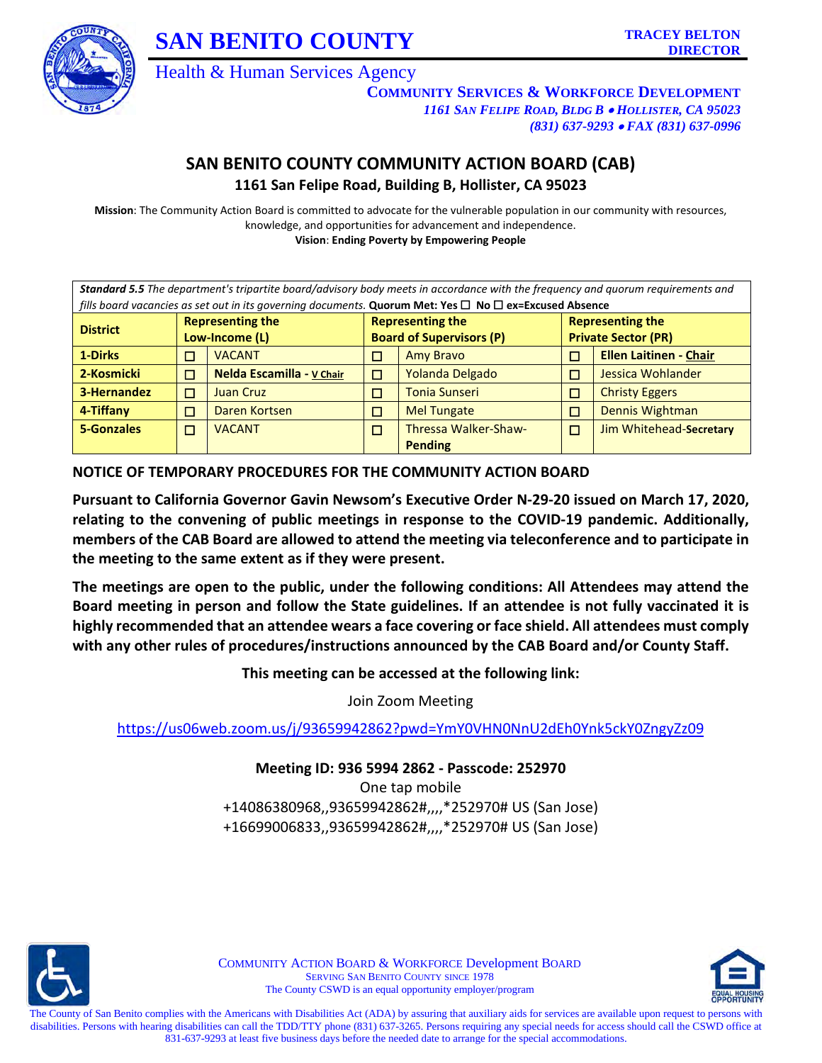# SAN BENITO COUNTY

Health & Human Services Agency

**TRACEY BELTON**
**DIRECTOR**

**COMMUNITY SERVICES & WORKFORCE DEVELOPMENT**
*1161 SAN FELIPE ROAD, BLDG B • HOLLISTER, CA 95023*
*(831) 637-9293 • FAX (831) 637-0996*

## SAN BENITO COUNTY COMMUNITY ACTION BOARD (CAB)

**1161 San Felipe Road, Building B, Hollister, CA 95023**

**Mission**: The Community Action Board is committed to advocate for the vulnerable population in our community with resources, knowledge, and opportunities for advancement and independence.

**Vision**: **Ending Poverty by Empowering People**

***Standard 5.5*** *The department's tripartite board/advisory body meets in accordance with the frequency and quorum requirements and fills board vacancies as set out in its governing documents.* **Quorum Met: Yes ☐ No ☐ ex=Excused Absence**

| District | Representing the Low-Income (L) | | Representing the Board of Supervisors (P) | | Representing the Private Sector (PR) | |
|---|---|---|---|---|---|---|
| **1-Dirks** | ☐ | VACANT | ☐ | Amy Bravo | ☐ | **Ellen Laitinen - Chair** |
| **2-Kosmicki** | ☐ | **Nelda Escamilla - V Chair** | ☐ | Yolanda Delgado | ☐ | Jessica Wohlander |
| **3-Hernandez** | ☐ | Juan Cruz | ☐ | Tonia Sunseri | ☐ | Christy Eggers |
| **4-Tiffany** | ☐ | Daren Kortsen | ☐ | Mel Tungate | ☐ | Dennis Wightman |
| **5-Gonzales** | ☐ | VACANT | ☐ | Thressa Walker-Shaw-**Pending** | ☐ | Jim Whitehead-**Secretary** |

**NOTICE OF TEMPORARY PROCEDURES FOR THE COMMUNITY ACTION BOARD**

**Pursuant to California Governor Gavin Newsom's Executive Order N-29-20 issued on March 17, 2020, relating to the convening of public meetings in response to the COVID-19 pandemic. Additionally, members of the CAB Board are allowed to attend the meeting via teleconference and to participate in the meeting to the same extent as if they were present.**

**The meetings are open to the public, under the following conditions: All Attendees may attend the Board meeting in person and follow the State guidelines. If an attendee is not fully vaccinated it is highly recommended that an attendee wears a face covering or face shield. All attendees must comply with any other rules of procedures/instructions announced by the CAB Board and/or County Staff.**

**This meeting can be accessed at the following link:**

Join Zoom Meeting

https://us06web.zoom.us/j/93659942862?pwd=YmY0VHN0NnU2dEh0Ynk5ckY0ZngyZz09

**Meeting ID: 936 5994 2862 - Passcode: 252970**

One tap mobile
+14086380968,,93659942862#,,,,*252970# US (San Jose)
+16699006833,,93659942862#,,,,*252970# US (San Jose)

COMMUNITY ACTION BOARD & WORKFORCE Development BOARD
SERVING SAN BENITO COUNTY SINCE 1978
The County CSWD is an equal opportunity employer/program

The County of San Benito complies with the Americans with Disabilities Act (ADA) by assuring that auxiliary aids for services are available upon request to persons with disabilities. Persons with hearing disabilities can call the TDD/TTY phone (831) 637-3265. Persons requiring any special needs for access should call the CSWD office at 831-637-9293 at least five business days before the needed date to arrange for the special accommodations.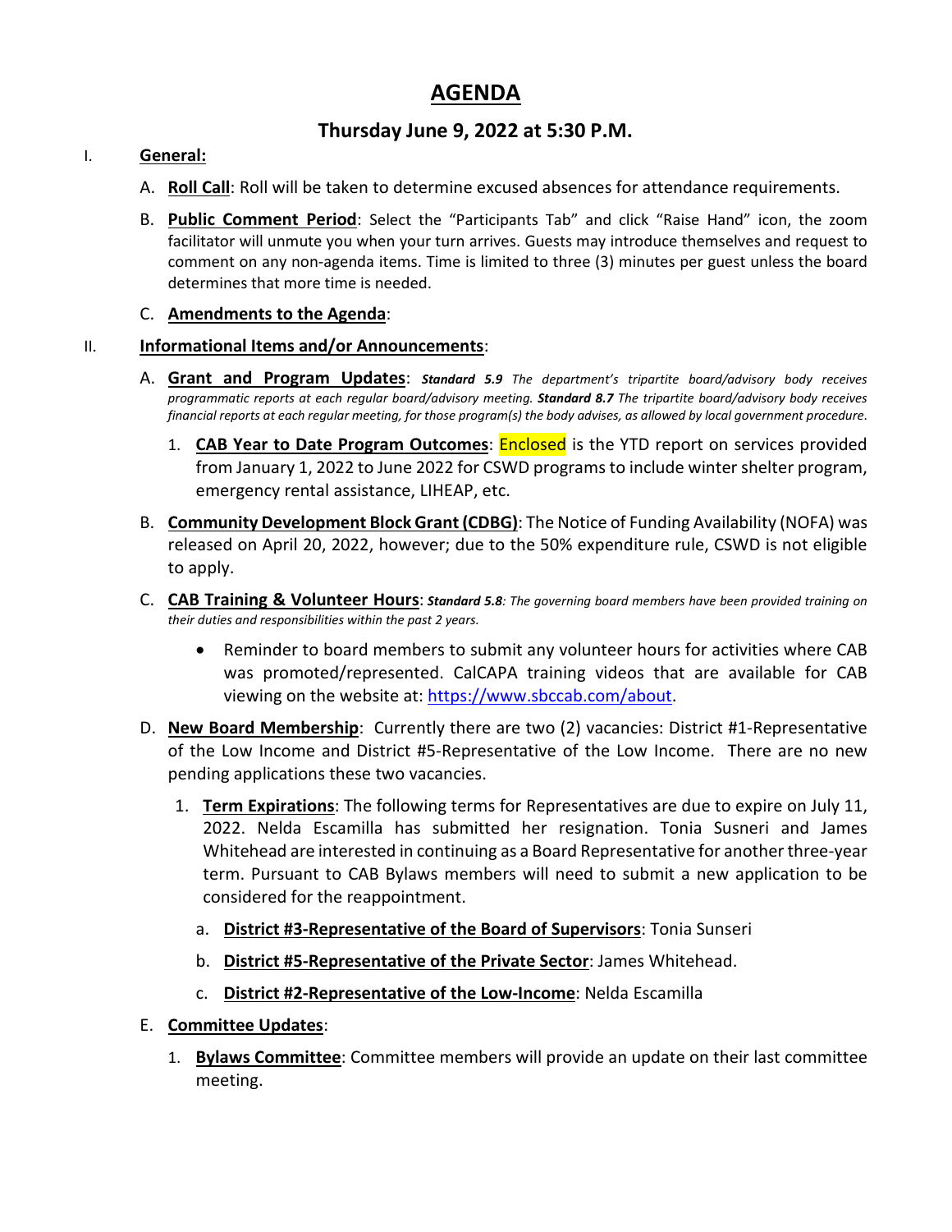# AGENDA

## Thursday June 9, 2022 at 5:30 P.M.

I. **General:**

A. **Roll Call**: Roll will be taken to determine excused absences for attendance requirements.

B. **Public Comment Period**: Select the "Participants Tab" and click "Raise Hand" icon, the zoom facilitator will unmute you when your turn arrives. Guests may introduce themselves and request to comment on any non-agenda items. Time is limited to three (3) minutes per guest unless the board determines that more time is needed.

C. **Amendments to the Agenda**:

II. **Informational Items and/or Announcements**:

A. **Grant and Program Updates**: ***Standard 5.9*** *The department's tripartite board/advisory body receives programmatic reports at each regular board/advisory meeting.* ***Standard 8.7*** *The tripartite board/advisory body receives financial reports at each regular meeting, for those program(s) the body advises, as allowed by local government procedure.*

1. **CAB Year to Date Program Outcomes**: Enclosed is the YTD report on services provided from January 1, 2022 to June 2022 for CSWD programs to include winter shelter program, emergency rental assistance, LIHEAP, etc.

B. **Community Development Block Grant (CDBG)**: The Notice of Funding Availability (NOFA) was released on April 20, 2022, however; due to the 50% expenditure rule, CSWD is not eligible to apply.

C. **CAB Training & Volunteer Hours**: ***Standard 5.8***: *The governing board members have been provided training on their duties and responsibilities within the past 2 years.*

- Reminder to board members to submit any volunteer hours for activities where CAB was promoted/represented. CalCAPA training videos that are available for CAB viewing on the website at: https://www.sbccab.com/about.

D. **New Board Membership**: Currently there are two (2) vacancies: District #1-Representative of the Low Income and District #5-Representative of the Low Income. There are no new pending applications these two vacancies.

1. **Term Expirations**: The following terms for Representatives are due to expire on July 11, 2022. Nelda Escamilla has submitted her resignation. Tonia Susneri and James Whitehead are interested in continuing as a Board Representative for another three-year term. Pursuant to CAB Bylaws members will need to submit a new application to be considered for the reappointment.

   a. **District #3-Representative of the Board of Supervisors**: Tonia Sunseri

   b. **District #5-Representative of the Private Sector**: James Whitehead.

   c. **District #2-Representative of the Low-Income**: Nelda Escamilla

E. **Committee Updates**:

1. **Bylaws Committee**: Committee members will provide an update on their last committee meeting.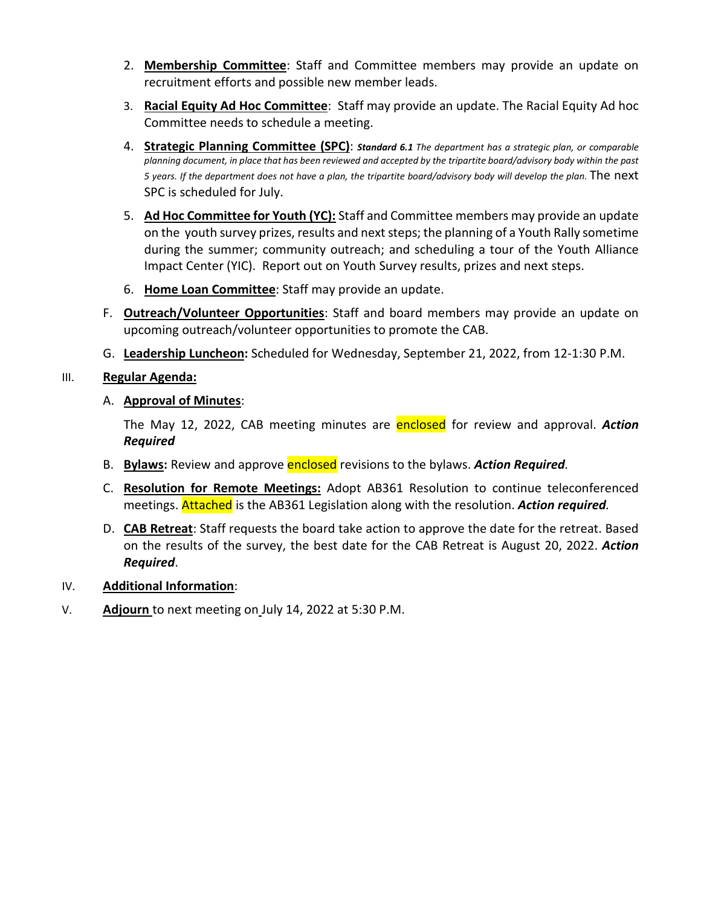2. **Membership Committee**: Staff and Committee members may provide an update on recruitment efforts and possible new member leads.

3. **Racial Equity Ad Hoc Committee**: Staff may provide an update. The Racial Equity Ad hoc Committee needs to schedule a meeting.

4. **Strategic Planning Committee (SPC)**: ***Standard 6.1*** *The department has a strategic plan, or comparable planning document, in place that has been reviewed and accepted by the tripartite board/advisory body within the past 5 years. If the department does not have a plan, the tripartite board/advisory body will develop the plan.* The next SPC is scheduled for July.

5. **Ad Hoc Committee for Youth (YC):** Staff and Committee members may provide an update on the youth survey prizes, results and next steps; the planning of a Youth Rally sometime during the summer; community outreach; and scheduling a tour of the Youth Alliance Impact Center (YIC). Report out on Youth Survey results, prizes and next steps.

6. **Home Loan Committee**: Staff may provide an update.

F. **Outreach/Volunteer Opportunities**: Staff and board members may provide an update on upcoming outreach/volunteer opportunities to promote the CAB.

G. **Leadership Luncheon:** Scheduled for Wednesday, September 21, 2022, from 12-1:30 P.M.

III. **Regular Agenda:**

A. **Approval of Minutes**:

The May 12, 2022, CAB meeting minutes are enclosed for review and approval. ***Action Required***

B. **Bylaws:** Review and approve enclosed revisions to the bylaws. ***Action Required.***

C. **Resolution for Remote Meetings:** Adopt AB361 Resolution to continue teleconferenced meetings. Attached is the AB361 Legislation along with the resolution. ***Action required.***

D. **CAB Retreat**: Staff requests the board take action to approve the date for the retreat. Based on the results of the survey, the best date for the CAB Retreat is August 20, 2022. ***Action Required***.

IV. **Additional Information**:

V. **Adjourn** to next meeting on July 14, 2022 at 5:30 P.M.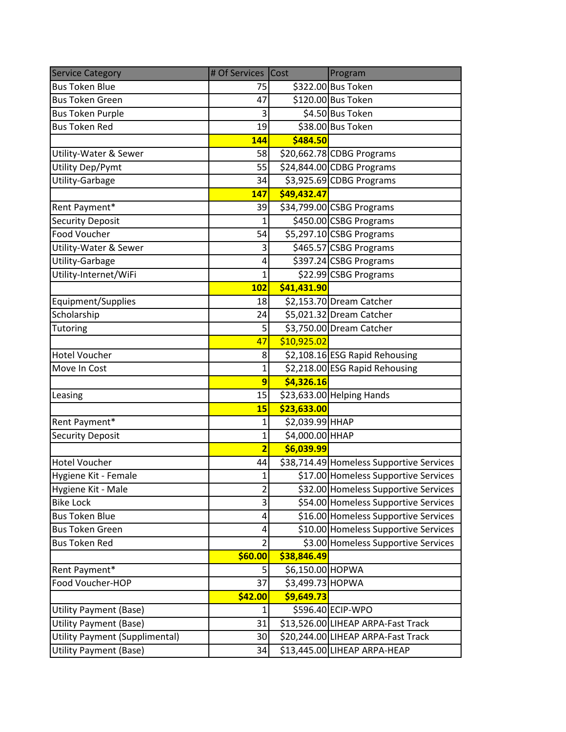| Service Category | # Of Services | Cost | Program |
|---|---|---|---|
| Bus Token Blue | 75 | $322.00 | Bus Token |
| Bus Token Green | 47 | $120.00 | Bus Token |
| Bus Token Purple | 3 | $4.50 | Bus Token |
| Bus Token Red | 19 | $38.00 | Bus Token |
| | **144** | **$484.50** | |
| Utility-Water & Sewer | 58 | $20,662.78 | CDBG Programs |
| Utility Dep/Pymt | 55 | $24,844.00 | CDBG Programs |
| Utility-Garbage | 34 | $3,925.69 | CDBG Programs |
| | **147** | **$49,432.47** | |
| Rent Payment* | 39 | $34,799.00 | CSBG Programs |
| Security Deposit | 1 | $450.00 | CSBG Programs |
| Food Voucher | 54 | $5,297.10 | CSBG Programs |
| Utility-Water & Sewer | 3 | $465.57 | CSBG Programs |
| Utility-Garbage | 4 | $397.24 | CSBG Programs |
| Utility-Internet/WiFi | 1 | $22.99 | CSBG Programs |
| | **102** | **$41,431.90** | |
| Equipment/Supplies | 18 | $2,153.70 | Dream Catcher |
| Scholarship | 24 | $5,021.32 | Dream Catcher |
| Tutoring | 5 | $3,750.00 | Dream Catcher |
| | 47 | $10,925.02 | |
| Hotel Voucher | 8 | $2,108.16 | ESG Rapid Rehousing |
| Move In Cost | 1 | $2,218.00 | ESG Rapid Rehousing |
| | **9** | **$4,326.16** | |
| Leasing | 15 | $23,633.00 | Helping Hands |
| | **15** | **$23,633.00** | |
| Rent Payment* | 1 | $2,039.99 | HHAP |
| Security Deposit | 1 | $4,000.00 | HHAP |
| | **2** | **$6,039.99** | |
| Hotel Voucher | 44 | $38,714.49 | Homeless Supportive Services |
| Hygiene Kit - Female | 1 | $17.00 | Homeless Supportive Services |
| Hygiene Kit - Male | 2 | $32.00 | Homeless Supportive Services |
| Bike Lock | 3 | $54.00 | Homeless Supportive Services |
| Bus Token Blue | 4 | $16.00 | Homeless Supportive Services |
| Bus Token Green | 4 | $10.00 | Homeless Supportive Services |
| Bus Token Red | 2 | $3.00 | Homeless Supportive Services |
| | **$60.00** | **$38,846.49** | |
| Rent Payment* | 5 | $6,150.00 | HOPWA |
| Food Voucher-HOP | 37 | $3,499.73 | HOPWA |
| | **$42.00** | **$9,649.73** | |
| Utility Payment (Base) | 1 | $596.40 | ECIP-WPO |
| Utility Payment (Base) | 31 | $13,526.00 | LIHEAP ARPA-Fast Track |
| Utility Payment (Supplimental) | 30 | $20,244.00 | LIHEAP ARPA-Fast Track |
| Utility Payment (Base) | 34 | $13,445.00 | LIHEAP ARPA-HEAP |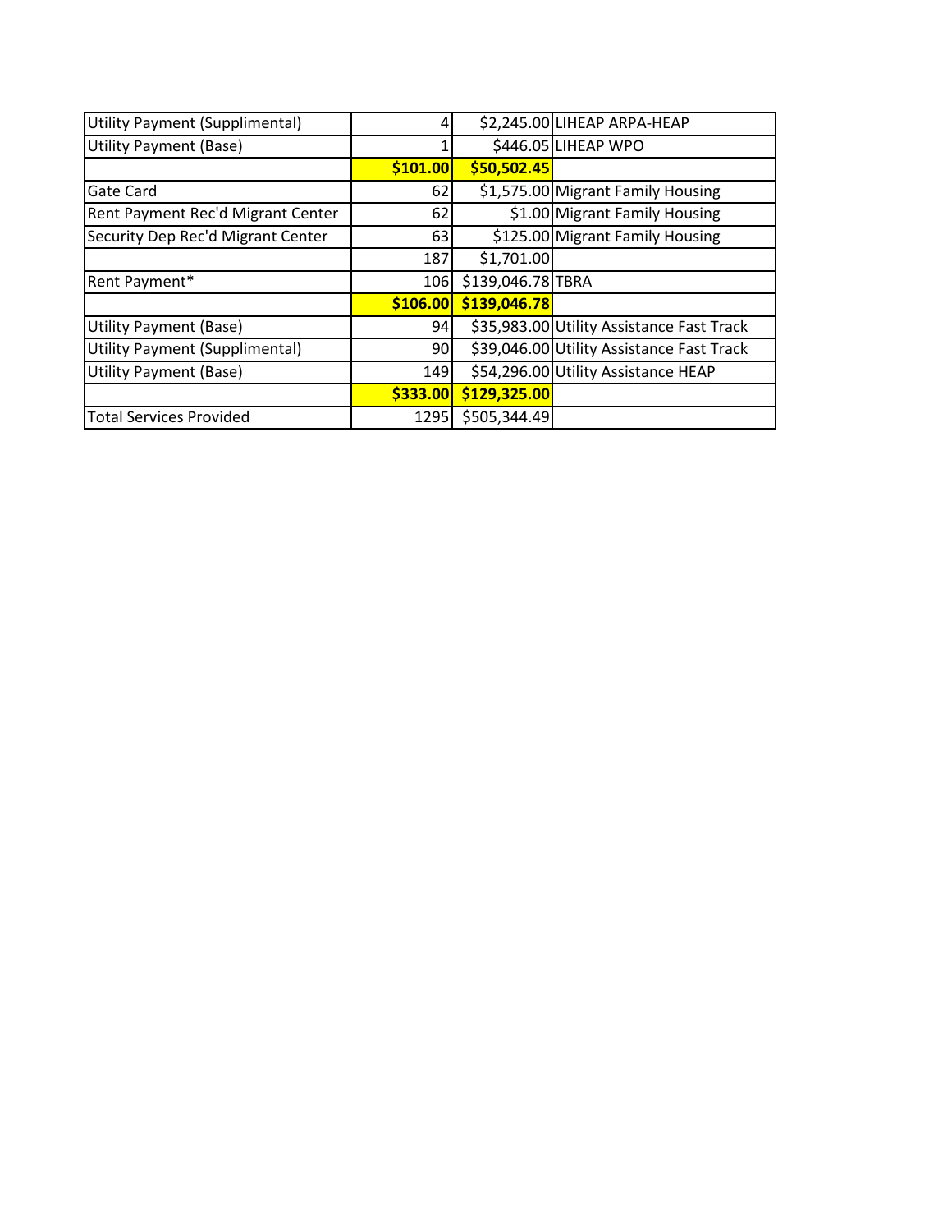| | | | |
|---|---|---|---|
| Utility Payment (Supplimental) | 4 | $2,245.00 | LIHEAP ARPA-HEAP |
| Utility Payment (Base) | 1 | $446.05 | LIHEAP WPO |
| | **$101.00** | **$50,502.45** | |
| Gate Card | 62 | $1,575.00 | Migrant Family Housing |
| Rent Payment Rec'd Migrant Center | 62 | $1.00 | Migrant Family Housing |
| Security Dep Rec'd Migrant Center | 63 | $125.00 | Migrant Family Housing |
| | 187 | $1,701.00 | |
| Rent Payment* | 106 | $139,046.78 | TBRA |
| | **$106.00** | **$139,046.78** | |
| Utility Payment (Base) | 94 | $35,983.00 | Utility Assistance Fast Track |
| Utility Payment (Supplimental) | 90 | $39,046.00 | Utility Assistance Fast Track |
| Utility Payment (Base) | 149 | $54,296.00 | Utility Assistance HEAP |
| | **$333.00** | **$129,325.00** | |
| Total Services Provided | 1295 | $505,344.49 | |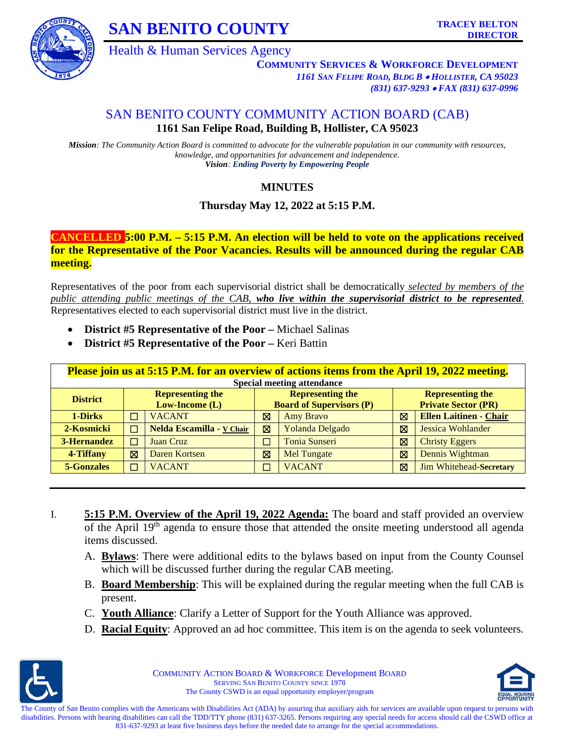# SAN BENITO COUNTY

TRACEY BELTON
DIRECTOR

Health & Human Services Agency

**COMMUNITY SERVICES & WORKFORCE DEVELOPMENT**
*1161 SAN FELIPE ROAD, BLDG B • HOLLISTER, CA 95023*
*(831) 637-9293 • FAX (831) 637-0996*

## SAN BENITO COUNTY COMMUNITY ACTION BOARD (CAB)

**1161 San Felipe Road, Building B, Hollister, CA 95023**

***Mission****: The Community Action Board is committed to advocate for the vulnerable population in our community with resources, knowledge, and opportunities for advancement and independence.*
***Vision****: **Ending Poverty by Empowering People***

## MINUTES

**Thursday May 12, 2022 at 5:15 P.M.**

**CANCELLED 5:00 P.M. – 5:15 P.M. An election will be held to vote on the applications received for the Representative of the Poor Vacancies. Results will be announced during the regular CAB meeting.**

Representatives of the poor from each supervisorial district shall be democratically *selected by members of the public attending public meetings of the CAB,* ***who live within the supervisorial district to be represented****.* Representatives elected to each supervisorial district must live in the district.

- **District #5 Representative of the Poor –** Michael Salinas
- **District #5 Representative of the Poor –** Keri Battin

**Please join us at 5:15 P.M. for an overview of actions items from the April 19, 2022 meeting.**

**Special meeting attendance**

| District | | Representing the Low-Income (L) | | Representing the Board of Supervisors (P) | | Representing the Private Sector (PR) |
|---|---|---|---|---|---|---|
| **1-Dirks** | ☐ | VACANT | ☒ | Amy Bravo | ☒ | **Ellen Laitinen - Chair** |
| **2-Kosmicki** | ☐ | **Nelda Escamilla - V Chair** | ☒ | Yolanda Delgado | ☒ | Jessica Wohlander |
| **3-Hernandez** | ☐ | Juan Cruz | ☐ | Tonia Sunseri | ☒ | Christy Eggers |
| **4-Tiffany** | ☒ | Daren Kortsen | ☒ | Mel Tungate | ☒ | Dennis Wightman |
| **5-Gonzales** | ☐ | VACANT | ☐ | VACANT | ☒ | Jim Whitehead-**Secretary** |

I. **5:15 P.M. Overview of the April 19, 2022 Agenda:** The board and staff provided an overview of the April 19th agenda to ensure those that attended the onsite meeting understood all agenda items discussed.

   A. **Bylaws**: There were additional edits to the bylaws based on input from the County Counsel which will be discussed further during the regular CAB meeting.
   B. **Board Membership**: This will be explained during the regular meeting when the full CAB is present.
   C. **Youth Alliance**: Clarify a Letter of Support for the Youth Alliance was approved.
   D. **Racial Equity**: Approved an ad hoc committee. This item is on the agenda to seek volunteers.

COMMUNITY ACTION BOARD & WORKFORCE Development BOARD
SERVING SAN BENITO COUNTY SINCE 1978
The County CSWD is an equal opportunity employer/program

The County of San Benito complies with the Americans with Disabilities Act (ADA) by assuring that auxiliary aids for services are available upon request to persons with disabilities. Persons with hearing disabilities can call the TDD/TTY phone (831) 637-3265. Persons requiring any special needs for access should call the CSWD office at 831-637-9293 at least five business days before the needed date to arrange for the special accommodations.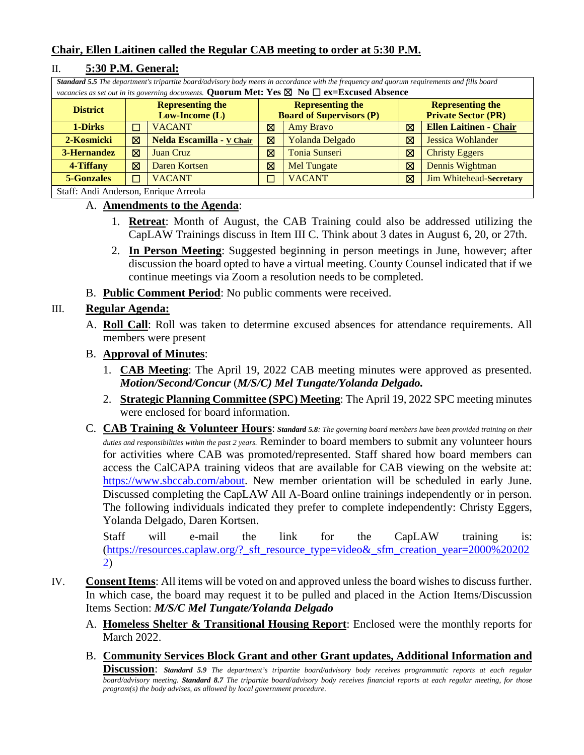**Chair, Ellen Laitinen called the Regular CAB meeting to order at 5:30 P.M.**

## II. 5:30 P.M. General:

| ***Standard 5.5*** *The department's tripartite board/advisory body meets in accordance with the frequency and quorum requirements and fills board vacancies as set out in its governing documents.* **Quorum Met: Yes ☒ No ☐ ex=Excused Absence** | | | | | | |
|---|---|---|---|---|---|---|
| **District** | **Representing the Low-Income (L)** | | **Representing the Board of Supervisors (P)** | | **Representing the Private Sector (PR)** | |
| **1-Dirks** | ☐ | VACANT | ☒ | Amy Bravo | ☒ | **Ellen Laitinen - Chair** |
| **2-Kosmicki** | ☒ | **Nelda Escamilla - V Chair** | ☒ | Yolanda Delgado | ☒ | Jessica Wohlander |
| **3-Hernandez** | ☒ | Juan Cruz | ☒ | Tonia Sunseri | ☒ | Christy Eggers |
| **4-Tiffany** | ☒ | Daren Kortsen | ☒ | Mel Tungate | ☒ | Dennis Wightman |
| **5-Gonzales** | ☐ | VACANT | ☐ | VACANT | ☒ | Jim Whitehead-**Secretary** |
| Staff: Andi Anderson, Enrique Arreola | | | | | | |

A. **Amendments to the Agenda**:

1. **Retreat**: Month of August, the CAB Training could also be addressed utilizing the CapLAW Trainings discuss in Item III C. Think about 3 dates in August 6, 20, or 27th.
2. **In Person Meeting**: Suggested beginning in person meetings in June, however; after discussion the board opted to have a virtual meeting. County Counsel indicated that if we continue meetings via Zoom a resolution needs to be completed.

B. **Public Comment Period**: No public comments were received.

## III. Regular Agenda:

A. **Roll Call**: Roll was taken to determine excused absences for attendance requirements. All members were present

B. **Approval of Minutes**:

1. **CAB Meeting**: The April 19, 2022 CAB meeting minutes were approved as presented. ***Motion/Second/Concur (M/S/C) Mel Tungate/Yolanda Delgado.***
2. **Strategic Planning Committee (SPC) Meeting**: The April 19, 2022 SPC meeting minutes were enclosed for board information.

C. **CAB Training & Volunteer Hours**: ***Standard 5.8****: The governing board members have been provided training on their duties and responsibilities within the past 2 years.* Reminder to board members to submit any volunteer hours for activities where CAB was promoted/represented. Staff shared how board members can access the CalCAPA training videos that are available for CAB viewing on the website at: https://www.sbccab.com/about. New member orientation will be scheduled in early June. Discussed completing the CapLAW All A-Board online trainings independently or in person. The following individuals indicated they prefer to complete independently: Christy Eggers, Yolanda Delgado, Daren Kortsen.

Staff will e-mail the link for the CapLAW training is: (https://resources.caplaw.org/?_sft_resource_type=video&_sfm_creation_year=2000%202022)

## IV. Consent Items

**Consent Items**: All items will be voted on and approved unless the board wishes to discuss further. In which case, the board may request it to be pulled and placed in the Action Items/Discussion Items Section: ***M/S/C Mel Tungate/Yolanda Delgado***

A. **Homeless Shelter & Transitional Housing Report**: Enclosed were the monthly reports for March 2022.

B. **Community Services Block Grant and other Grant updates, Additional Information and Discussion**: ***Standard 5.9*** *The department's tripartite board/advisory body receives programmatic reports at each regular board/advisory meeting.* ***Standard 8.7*** *The tripartite board/advisory body receives financial reports at each regular meeting, for those program(s) the body advises, as allowed by local government procedure.*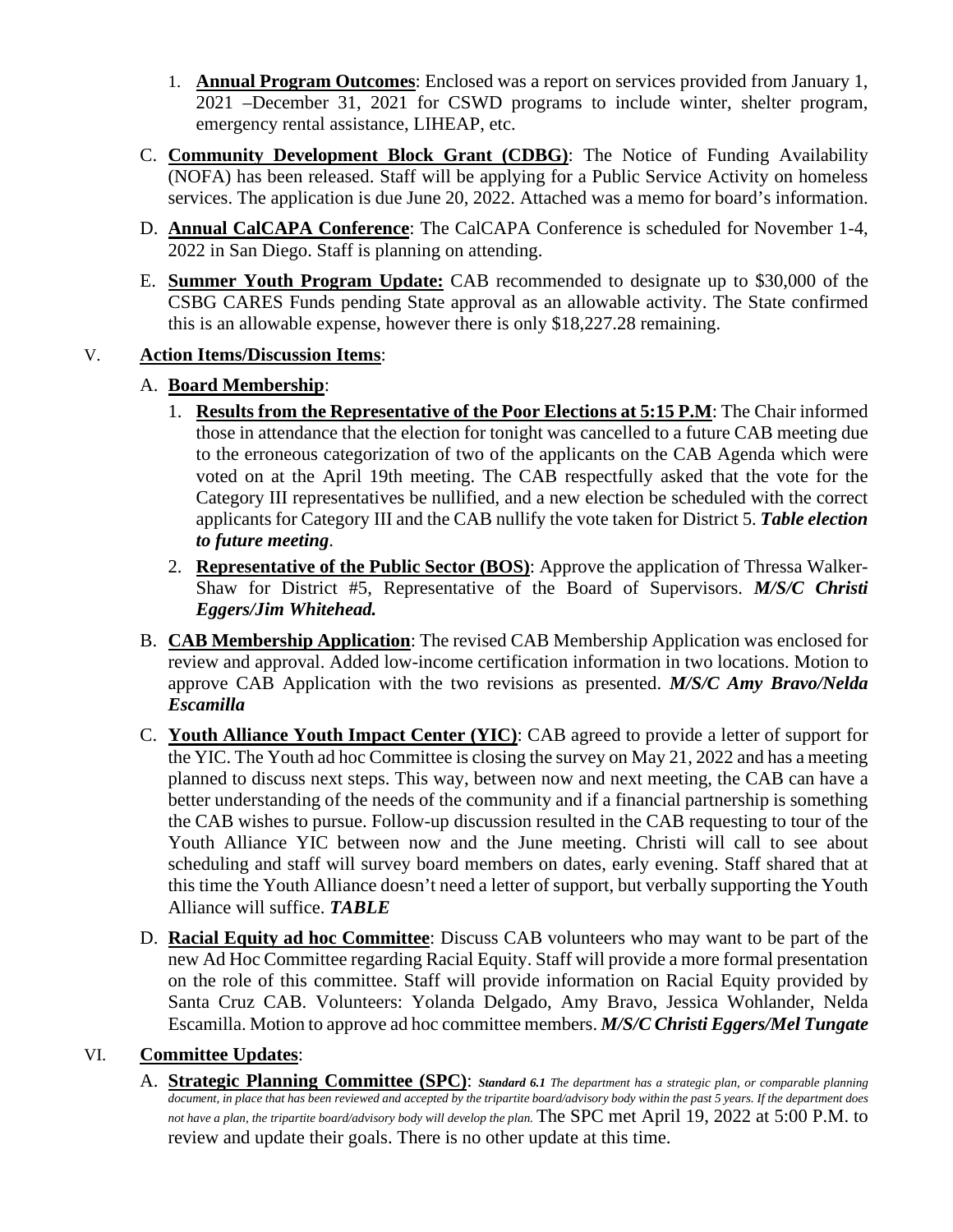1. **Annual Program Outcomes**: Enclosed was a report on services provided from January 1, 2021 –December 31, 2021 for CSWD programs to include winter, shelter program, emergency rental assistance, LIHEAP, etc.

C. **Community Development Block Grant (CDBG)**: The Notice of Funding Availability (NOFA) has been released. Staff will be applying for a Public Service Activity on homeless services. The application is due June 20, 2022. Attached was a memo for board's information.

D. **Annual CalCAPA Conference**: The CalCAPA Conference is scheduled for November 1-4, 2022 in San Diego. Staff is planning on attending.

E. **Summer Youth Program Update:** CAB recommended to designate up to $30,000 of the CSBG CARES Funds pending State approval as an allowable activity. The State confirmed this is an allowable expense, however there is only $18,227.28 remaining.

V. **Action Items/Discussion Items**:

A. **Board Membership**:

1. **Results from the Representative of the Poor Elections at 5:15 P.M**: The Chair informed those in attendance that the election for tonight was cancelled to a future CAB meeting due to the erroneous categorization of two of the applicants on the CAB Agenda which were voted on at the April 19th meeting. The CAB respectfully asked that the vote for the Category III representatives be nullified, and a new election be scheduled with the correct applicants for Category III and the CAB nullify the vote taken for District 5. ***Table election to future meeting***.

2. **Representative of the Public Sector (BOS)**: Approve the application of Thressa Walker-Shaw for District #5, Representative of the Board of Supervisors. ***M/S/C Christi Eggers/Jim Whitehead.***

B. **CAB Membership Application**: The revised CAB Membership Application was enclosed for review and approval. Added low-income certification information in two locations. Motion to approve CAB Application with the two revisions as presented. ***M/S/C Amy Bravo/Nelda Escamilla***

C. **Youth Alliance Youth Impact Center (YIC)**: CAB agreed to provide a letter of support for the YIC. The Youth ad hoc Committee is closing the survey on May 21, 2022 and has a meeting planned to discuss next steps. This way, between now and next meeting, the CAB can have a better understanding of the needs of the community and if a financial partnership is something the CAB wishes to pursue. Follow-up discussion resulted in the CAB requesting to tour of the Youth Alliance YIC between now and the June meeting. Christi will call to see about scheduling and staff will survey board members on dates, early evening. Staff shared that at this time the Youth Alliance doesn't need a letter of support, but verbally supporting the Youth Alliance will suffice. ***TABLE***

D. **Racial Equity ad hoc Committee**: Discuss CAB volunteers who may want to be part of the new Ad Hoc Committee regarding Racial Equity. Staff will provide a more formal presentation on the role of this committee. Staff will provide information on Racial Equity provided by Santa Cruz CAB. Volunteers: Yolanda Delgado, Amy Bravo, Jessica Wohlander, Nelda Escamilla. Motion to approve ad hoc committee members. ***M/S/C Christi Eggers/Mel Tungate***

VI. **Committee Updates**:

A. **Strategic Planning Committee (SPC)**: ***Standard 6.1** The department has a strategic plan, or comparable planning document, in place that has been reviewed and accepted by the tripartite board/advisory body within the past 5 years. If the department does not have a plan, the tripartite board/advisory body will develop the plan.* The SPC met April 19, 2022 at 5:00 P.M. to review and update their goals. There is no other update at this time.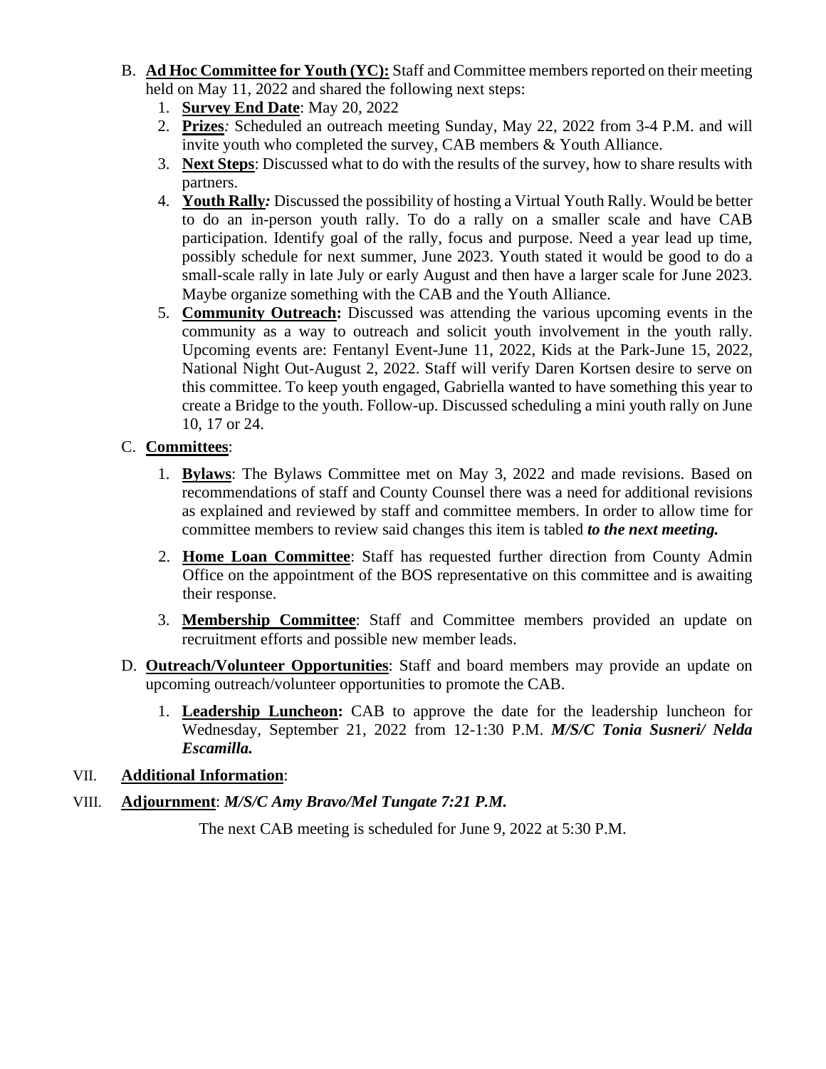B. **Ad Hoc Committee for Youth (YC):** Staff and Committee members reported on their meeting held on May 11, 2022 and shared the following next steps:

   1. **Survey End Date**: May 20, 2022
   2. **Prizes***:* Scheduled an outreach meeting Sunday, May 22, 2022 from 3-4 P.M. and will invite youth who completed the survey, CAB members & Youth Alliance.
   3. **Next Steps**: Discussed what to do with the results of the survey, how to share results with partners.
   4. **Youth Rally***:* Discussed the possibility of hosting a Virtual Youth Rally. Would be better to do an in-person youth rally. To do a rally on a smaller scale and have CAB participation. Identify goal of the rally, focus and purpose. Need a year lead up time, possibly schedule for next summer, June 2023. Youth stated it would be good to do a small-scale rally in late July or early August and then have a larger scale for June 2023. Maybe organize something with the CAB and the Youth Alliance.
   5. **Community Outreach:** Discussed was attending the various upcoming events in the community as a way to outreach and solicit youth involvement in the youth rally. Upcoming events are: Fentanyl Event-June 11, 2022, Kids at the Park-June 15, 2022, National Night Out-August 2, 2022. Staff will verify Daren Kortsen desire to serve on this committee. To keep youth engaged, Gabriella wanted to have something this year to create a Bridge to the youth. Follow-up. Discussed scheduling a mini youth rally on June 10, 17 or 24.

C. **Committees**:

   1. **Bylaws**: The Bylaws Committee met on May 3, 2022 and made revisions. Based on recommendations of staff and County Counsel there was a need for additional revisions as explained and reviewed by staff and committee members. In order to allow time for committee members to review said changes this item is tabled ***to the next meeting.***

   2. **Home Loan Committee**: Staff has requested further direction from County Admin Office on the appointment of the BOS representative on this committee and is awaiting their response.

   3. **Membership Committee**: Staff and Committee members provided an update on recruitment efforts and possible new member leads.

D. **Outreach/Volunteer Opportunities**: Staff and board members may provide an update on upcoming outreach/volunteer opportunities to promote the CAB.

   1. **Leadership Luncheon:** CAB to approve the date for the leadership luncheon for Wednesday, September 21, 2022 from 12-1:30 P.M. ***M/S/C Tonia Susneri/ Nelda Escamilla.***

VII. **Additional Information**:

VIII. **Adjournment**: ***M/S/C Amy Bravo/Mel Tungate 7:21 P.M.***

The next CAB meeting is scheduled for June 9, 2022 at 5:30 P.M.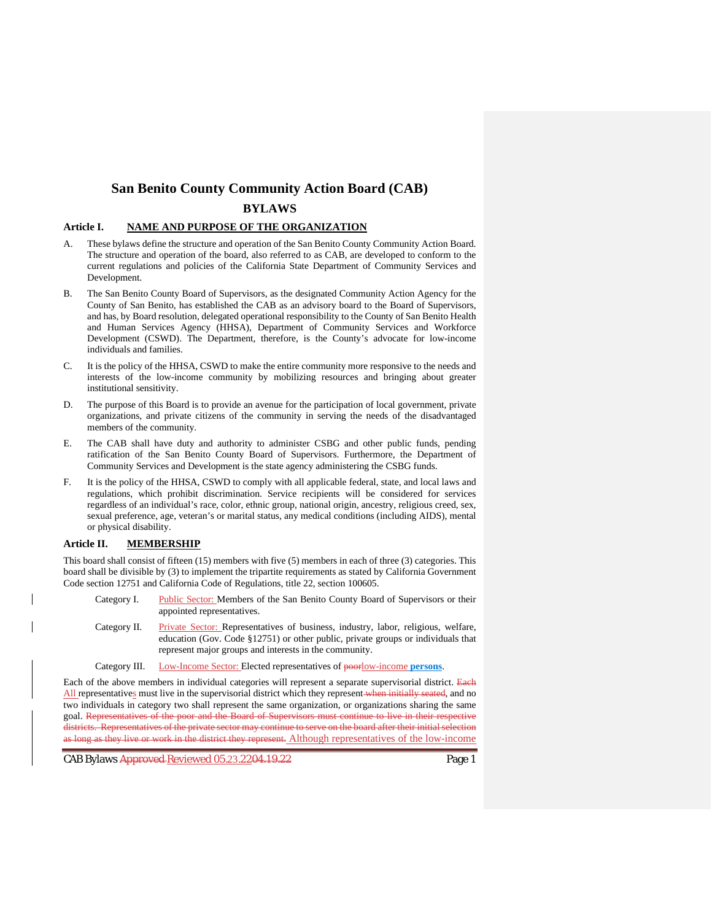# San Benito County Community Action Board (CAB)

## BYLAWS

### Article I. NAME AND PURPOSE OF THE ORGANIZATION

A. These bylaws define the structure and operation of the San Benito County Community Action Board. The structure and operation of the board, also referred to as CAB, are developed to conform to the current regulations and policies of the California State Department of Community Services and Development.

B. The San Benito County Board of Supervisors, as the designated Community Action Agency for the County of San Benito, has established the CAB as an advisory board to the Board of Supervisors, and has, by Board resolution, delegated operational responsibility to the County of San Benito Health and Human Services Agency (HHSA), Department of Community Services and Workforce Development (CSWD). The Department, therefore, is the County's advocate for low-income individuals and families.

C. It is the policy of the HHSA, CSWD to make the entire community more responsive to the needs and interests of the low-income community by mobilizing resources and bringing about greater institutional sensitivity.

D. The purpose of this Board is to provide an avenue for the participation of local government, private organizations, and private citizens of the community in serving the needs of the disadvantaged members of the community.

E. The CAB shall have duty and authority to administer CSBG and other public funds, pending ratification of the San Benito County Board of Supervisors. Furthermore, the Department of Community Services and Development is the state agency administering the CSBG funds.

F. It is the policy of the HHSA, CSWD to comply with all applicable federal, state, and local laws and regulations, which prohibit discrimination. Service recipients will be considered for services regardless of an individual's race, color, ethnic group, national origin, ancestry, religious creed, sex, sexual preference, age, veteran's or marital status, any medical conditions (including AIDS), mental or physical disability.

### Article II. MEMBERSHIP

This board shall consist of fifteen (15) members with five (5) members in each of three (3) categories. This board shall be divisible by (3) to implement the tripartite requirements as stated by California Government Code section 12751 and California Code of Regulations, title 22, section 100605.

- Category I. Public Sector: Members of the San Benito County Board of Supervisors or their appointed representatives.
- Category II. Private Sector: Representatives of business, industry, labor, religious, welfare, education (Gov. Code §12751) or other public, private groups or individuals that represent major groups and interests in the community.
- Category III. Low-Income Sector: Elected representatives of ~~poor~~low-income **persons**.

Each of the above members in individual categories will represent a separate supervisorial district. ~~Each~~ All representatives must live in the supervisorial district which they represent ~~when initially seated~~, and no two individuals in category two shall represent the same organization, or organizations sharing the same goal. ~~Representatives of the poor and the Board of Supervisors must continue to live in their respective districts. Representatives of the private sector may continue to serve on the board after their initial selection as long as they live or work in the district they represent.~~ Although representatives of the low-income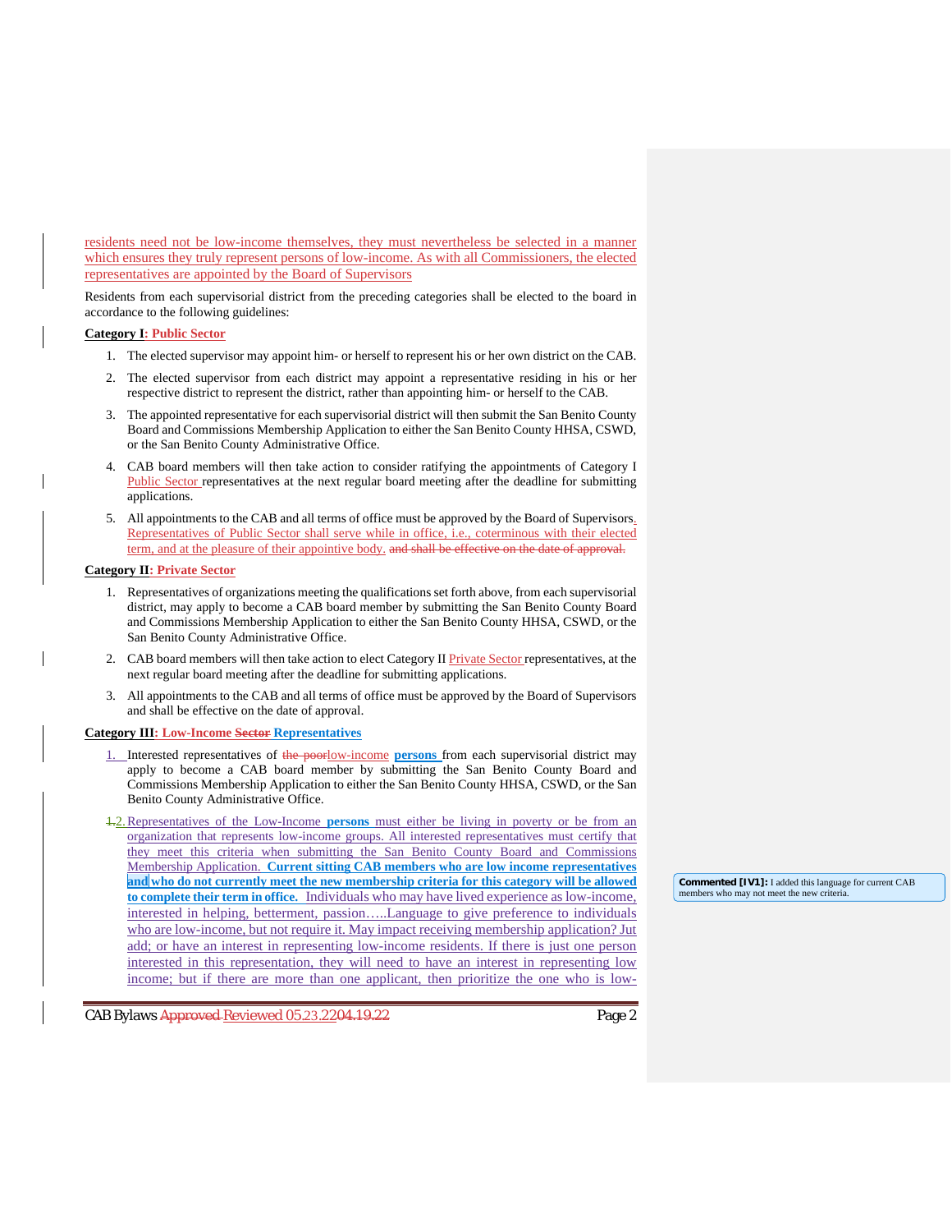residents need not be low-income themselves, they must nevertheless be selected in a manner which ensures they truly represent persons of low-income. As with all Commissioners, the elected representatives are appointed by the Board of Supervisors

Residents from each supervisorial district from the preceding categories shall be elected to the board in accordance to the following guidelines:

**Category I: Public Sector**

1. The elected supervisor may appoint him- or herself to represent his or her own district on the CAB.
2. The elected supervisor from each district may appoint a representative residing in his or her respective district to represent the district, rather than appointing him- or herself to the CAB.
3. The appointed representative for each supervisorial district will then submit the San Benito County Board and Commissions Membership Application to either the San Benito County HHSA, CSWD, or the San Benito County Administrative Office.
4. CAB board members will then take action to consider ratifying the appointments of Category I Public Sector representatives at the next regular board meeting after the deadline for submitting applications.
5. All appointments to the CAB and all terms of office must be approved by the Board of Supervisors. Representatives of Public Sector shall serve while in office, i.e., coterminous with their elected term, and at the pleasure of their appointive body. ~~and shall be effective on the date of approval.~~

**Category II: Private Sector**

1. Representatives of organizations meeting the qualifications set forth above, from each supervisorial district, may apply to become a CAB board member by submitting the San Benito County Board and Commissions Membership Application to either the San Benito County HHSA, CSWD, or the San Benito County Administrative Office.
2. CAB board members will then take action to elect Category II Private Sector representatives, at the next regular board meeting after the deadline for submitting applications.
3. All appointments to the CAB and all terms of office must be approved by the Board of Supervisors and shall be effective on the date of approval.

**Category III: Low-Income ~~Sector~~ Representatives**

1. Interested representatives of ~~the poor~~low-income **persons** from each supervisorial district may apply to become a CAB board member by submitting the San Benito County Board and Commissions Membership Application to either the San Benito County HHSA, CSWD, or the San Benito County Administrative Office.
2. Representatives of the Low-Income **persons** must either be living in poverty or be from an organization that represents low-income groups. All interested representatives must certify that they meet this criteria when submitting the San Benito County Board and Commissions Membership Application. **Current sitting CAB members who are low income representatives and who do not currently meet the new membership criteria for this category will be allowed to complete their term in office.** Individuals who may have lived experience as low-income, interested in helping, betterment, passion…..Language to give preference to individuals who are low-income, but not require it. May impact receiving membership application? Jut add; or have an interest in representing low-income residents. If there is just one person interested in this representation, they will need to have an interest in representing low income; but if there are more than one applicant, then prioritize the one who is low-

Commented [IV1]: I added this language for current CAB members who may not meet the new criteria.

CAB Bylaws ~~Approved~~ Reviewed ~~05.23.22~~04.19.22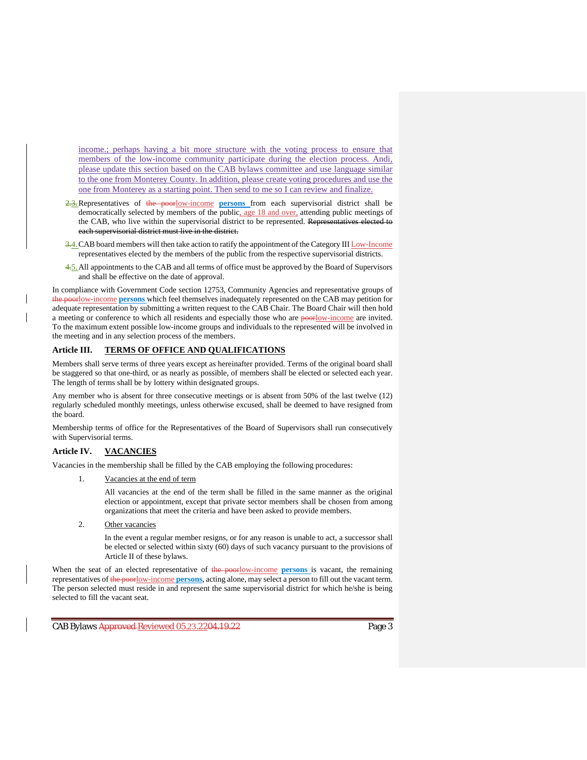income.; perhaps having a bit more structure with the voting process to ensure that members of the low-income community participate during the election process. Andi, please update this section based on the CAB bylaws committee and use language similar to the one from Monterey County. In addition, please create voting procedures and use the one from Monterey as a starting point. Then send to me so I can review and finalize.

3. Representatives of low-income **persons** from each supervisorial district shall be democratically selected by members of the public, age 18 and over, attending public meetings of the CAB, who live within the supervisorial district to be represented.

4. CAB board members will then take action to ratify the appointment of the Category III Low-Income representatives elected by the members of the public from the respective supervisorial districts.

5. All appointments to the CAB and all terms of office must be approved by the Board of Supervisors and shall be effective on the date of approval.

In compliance with Government Code section 12753, Community Agencies and representative groups of low-income **persons** which feel themselves inadequately represented on the CAB may petition for adequate representation by submitting a written request to the CAB Chair. The Board Chair will then hold a meeting or conference to which all residents and especially those who are low-income are invited. To the maximum extent possible low-income groups and individuals to the represented will be involved in the meeting and in any selection process of the members.

## Article III. TERMS OF OFFICE AND QUALIFICATIONS

Members shall serve terms of three years except as hereinafter provided. Terms of the original board shall be staggered so that one-third, or as nearly as possible, of members shall be elected or selected each year. The length of terms shall be by lottery within designated groups.

Any member who is absent for three consecutive meetings or is absent from 50% of the last twelve (12) regularly scheduled monthly meetings, unless otherwise excused, shall be deemed to have resigned from the board.

Membership terms of office for the Representatives of the Board of Supervisors shall run consecutively with Supervisorial terms.

## Article IV. VACANCIES

Vacancies in the membership shall be filled by the CAB employing the following procedures:

1. Vacancies at the end of term

   All vacancies at the end of the term shall be filled in the same manner as the original election or appointment, except that private sector members shall be chosen from among organizations that meet the criteria and have been asked to provide members.

2. Other vacancies

   In the event a regular member resigns, or for any reason is unable to act, a successor shall be elected or selected within sixty (60) days of such vacancy pursuant to the provisions of Article II of these bylaws.

When the seat of an elected representative of low-income **persons** is vacant, the remaining representatives of low-income **persons**, acting alone, may select a person to fill out the vacant term. The person selected must reside in and represent the same supervisorial district for which he/she is being selected to fill the vacant seat.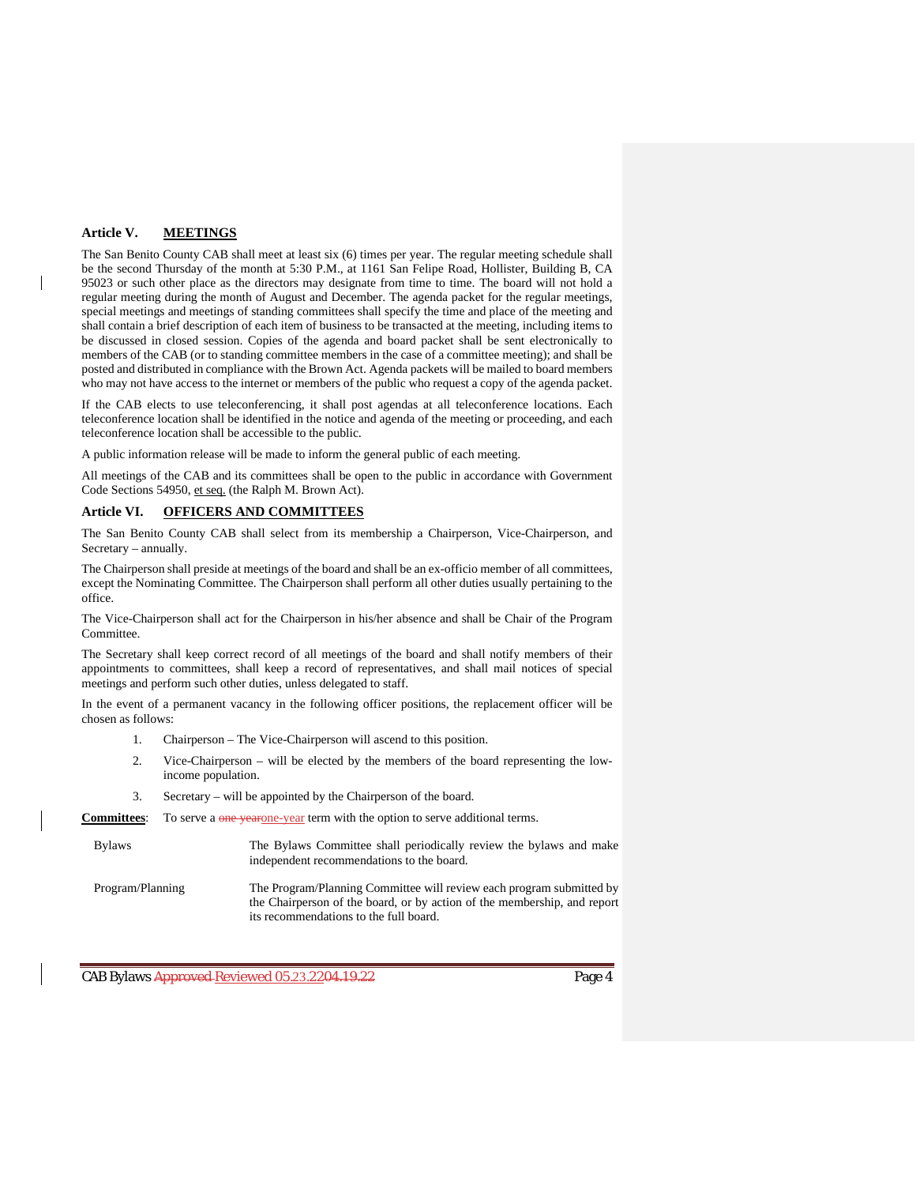## Article V. MEETINGS

The San Benito County CAB shall meet at least six (6) times per year. The regular meeting schedule shall be the second Thursday of the month at 5:30 P.M., at 1161 San Felipe Road, Hollister, Building B, CA 95023 or such other place as the directors may designate from time to time. The board will not hold a regular meeting during the month of August and December. The agenda packet for the regular meetings, special meetings and meetings of standing committees shall specify the time and place of the meeting and shall contain a brief description of each item of business to be transacted at the meeting, including items to be discussed in closed session. Copies of the agenda and board packet shall be sent electronically to members of the CAB (or to standing committee members in the case of a committee meeting); and shall be posted and distributed in compliance with the Brown Act. Agenda packets will be mailed to board members who may not have access to the internet or members of the public who request a copy of the agenda packet.

If the CAB elects to use teleconferencing, it shall post agendas at all teleconference locations. Each teleconference location shall be identified in the notice and agenda of the meeting or proceeding, and each teleconference location shall be accessible to the public.

A public information release will be made to inform the general public of each meeting.

All meetings of the CAB and its committees shall be open to the public in accordance with Government Code Sections 54950, et seq. (the Ralph M. Brown Act).

## Article VI. OFFICERS AND COMMITTEES

The San Benito County CAB shall select from its membership a Chairperson, Vice-Chairperson, and Secretary – annually.

The Chairperson shall preside at meetings of the board and shall be an ex-officio member of all committees, except the Nominating Committee. The Chairperson shall perform all other duties usually pertaining to the office.

The Vice-Chairperson shall act for the Chairperson in his/her absence and shall be Chair of the Program Committee.

The Secretary shall keep correct record of all meetings of the board and shall notify members of their appointments to committees, shall keep a record of representatives, and shall mail notices of special meetings and perform such other duties, unless delegated to staff.

In the event of a permanent vacancy in the following officer positions, the replacement officer will be chosen as follows:

1. Chairperson – The Vice-Chairperson will ascend to this position.
2. Vice-Chairperson – will be elected by the members of the board representing the low-income population.
3. Secretary – will be appointed by the Chairperson of the board.

**Committees**: To serve a ~~one year~~one-year term with the option to serve additional terms.

| | |
|---|---|
| Bylaws | The Bylaws Committee shall periodically review the bylaws and make independent recommendations to the board. |
| Program/Planning | The Program/Planning Committee will review each program submitted by the Chairperson of the board, or by action of the membership, and report its recommendations to the full board. |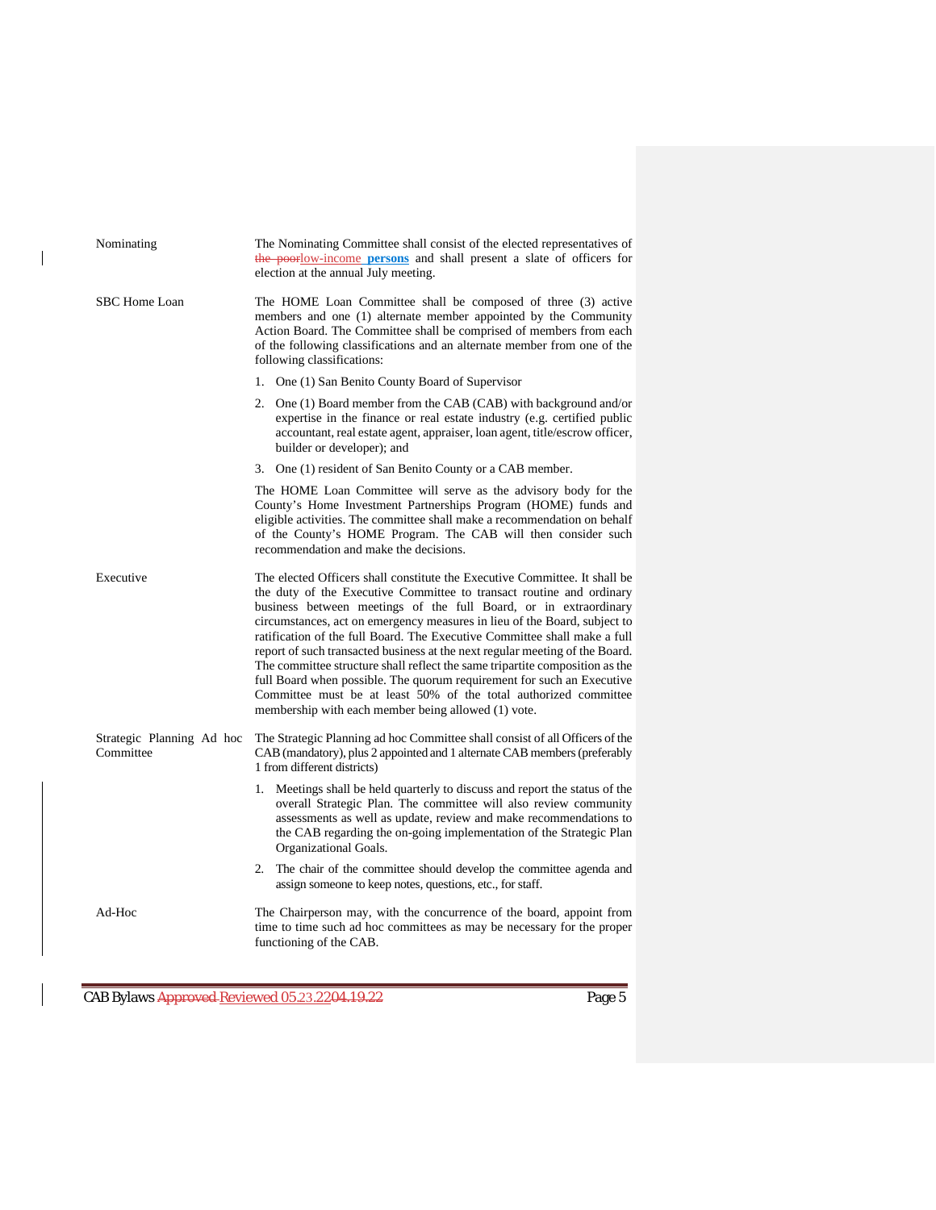| | |
|---|---|
| Nominating | The Nominating Committee shall consist of the elected representatives of ~~the poor~~low-income **persons** and shall present a slate of officers for election at the annual July meeting. |
| SBC Home Loan | The HOME Loan Committee shall be composed of three (3) active members and one (1) alternate member appointed by the Community Action Board. The Committee shall be comprised of members from each of the following classifications and an alternate member from one of the following classifications:<br><br>1. One (1) San Benito County Board of Supervisor<br>2. One (1) Board member from the CAB (CAB) with background and/or expertise in the finance or real estate industry (e.g. certified public accountant, real estate agent, appraiser, loan agent, title/escrow officer, builder or developer); and<br>3. One (1) resident of San Benito County or a CAB member.<br><br>The HOME Loan Committee will serve as the advisory body for the County's Home Investment Partnerships Program (HOME) funds and eligible activities. The committee shall make a recommendation on behalf of the County's HOME Program. The CAB will then consider such recommendation and make the decisions. |
| Executive | The elected Officers shall constitute the Executive Committee. It shall be the duty of the Executive Committee to transact routine and ordinary business between meetings of the full Board, or in extraordinary circumstances, act on emergency measures in lieu of the Board, subject to ratification of the full Board. The Executive Committee shall make a full report of such transacted business at the next regular meeting of the Board. The committee structure shall reflect the same tripartite composition as the full Board when possible. The quorum requirement for such an Executive Committee must be at least 50% of the total authorized committee membership with each member being allowed (1) vote. |
| Strategic Planning Ad hoc Committee | The Strategic Planning ad hoc Committee shall consist of all Officers of the CAB (mandatory), plus 2 appointed and 1 alternate CAB members (preferably 1 from different districts)<br><br>1. Meetings shall be held quarterly to discuss and report the status of the overall Strategic Plan. The committee will also review community assessments as well as update, review and make recommendations to the CAB regarding the on-going implementation of the Strategic Plan Organizational Goals.<br>2. The chair of the committee should develop the committee agenda and assign someone to keep notes, questions, etc., for staff. |
| Ad-Hoc | The Chairperson may, with the concurrence of the board, appoint from time to time such ad hoc committees as may be necessary for the proper functioning of the CAB. |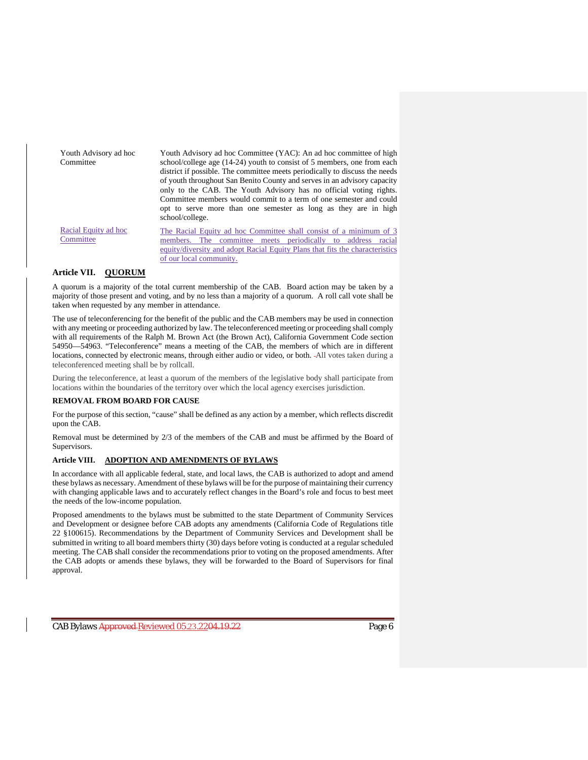| | |
|---|---|
| Youth Advisory ad hoc Committee | Youth Advisory ad hoc Committee (YAC): An ad hoc committee of high school/college age (14-24) youth to consist of 5 members, one from each district if possible. The committee meets periodically to discuss the needs of youth throughout San Benito County and serves in an advisory capacity only to the CAB. The Youth Advisory has no official voting rights. Committee members would commit to a term of one semester and could opt to serve more than one semester as long as they are in high school/college. |
| Racial Equity ad hoc Committee | The Racial Equity ad hoc Committee shall consist of a minimum of 3 members. The committee meets periodically to address racial equity/diversity and adopt Racial Equity Plans that fits the characteristics of our local community. |

## Article VII. QUORUM

A quorum is a majority of the total current membership of the CAB. Board action may be taken by a majority of those present and voting, and by no less than a majority of a quorum. A roll call vote shall be taken when requested by any member in attendance.

The use of teleconferencing for the benefit of the public and the CAB members may be used in connection with any meeting or proceeding authorized by law. The teleconferenced meeting or proceeding shall comply with all requirements of the Ralph M. Brown Act (the Brown Act), California Government Code section 54950—54963. "Teleconference" means a meeting of the CAB, the members of which are in different locations, connected by electronic means, through either audio or video, or both. All votes taken during a teleconferenced meeting shall be by rollcall.

During the teleconference, at least a quorum of the members of the legislative body shall participate from locations within the boundaries of the territory over which the local agency exercises jurisdiction.

**REMOVAL FROM BOARD FOR CAUSE**

For the purpose of this section, "cause" shall be defined as any action by a member, which reflects discredit upon the CAB.

Removal must be determined by 2/3 of the members of the CAB and must be affirmed by the Board of Supervisors.

## Article VIII. ADOPTION AND AMENDMENTS OF BYLAWS

In accordance with all applicable federal, state, and local laws, the CAB is authorized to adopt and amend these bylaws as necessary. Amendment of these bylaws will be for the purpose of maintaining their currency with changing applicable laws and to accurately reflect changes in the Board's role and focus to best meet the needs of the low-income population.

Proposed amendments to the bylaws must be submitted to the state Department of Community Services and Development or designee before CAB adopts any amendments (California Code of Regulations title 22 §100615). Recommendations by the Department of Community Services and Development shall be submitted in writing to all board members thirty (30) days before voting is conducted at a regular scheduled meeting. The CAB shall consider the recommendations prior to voting on the proposed amendments. After the CAB adopts or amends these bylaws, they will be forwarded to the Board of Supervisors for final approval.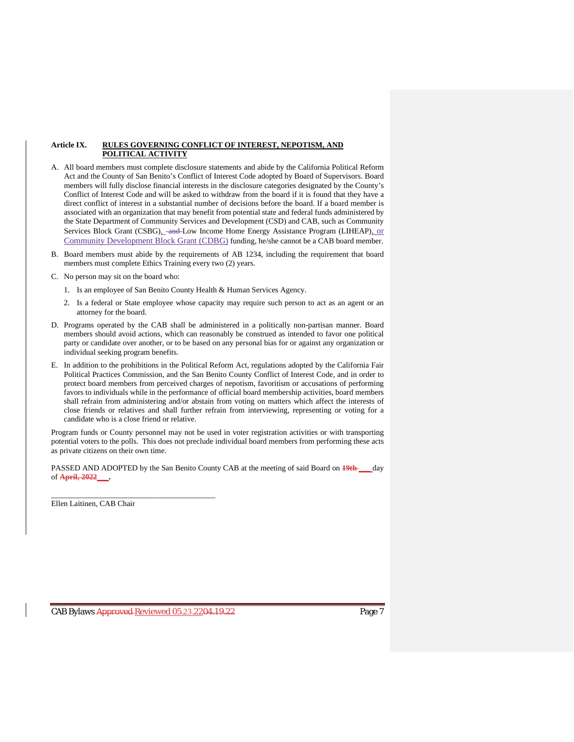**Article IX. RULES GOVERNING CONFLICT OF INTEREST, NEPOTISM, AND POLITICAL ACTIVITY**

A. All board members must complete disclosure statements and abide by the California Political Reform Act and the County of San Benito's Conflict of Interest Code adopted by Board of Supervisors. Board members will fully disclose financial interests in the disclosure categories designated by the County's Conflict of Interest Code and will be asked to withdraw from the board if it is found that they have a direct conflict of interest in a substantial number of decisions before the board. If a board member is associated with an organization that may benefit from potential state and federal funds administered by the State Department of Community Services and Development (CSD) and CAB, such as Community Services Block Grant (CSBG), ~~and~~ Low Income Home Energy Assistance Program (LIHEAP), or Community Development Block Grant (CDBG) funding, he/she cannot be a CAB board member.

B. Board members must abide by the requirements of AB 1234, including the requirement that board members must complete Ethics Training every two (2) years.

C. No person may sit on the board who:

   1. Is an employee of San Benito County Health & Human Services Agency.
   2. Is a federal or State employee whose capacity may require such person to act as an agent or an attorney for the board.

D. Programs operated by the CAB shall be administered in a politically non-partisan manner. Board members should avoid actions, which can reasonably be construed as intended to favor one political party or candidate over another, or to be based on any personal bias for or against any organization or individual seeking program benefits.

E. In addition to the prohibitions in the Political Reform Act, regulations adopted by the California Fair Political Practices Commission, and the San Benito County Conflict of Interest Code, and in order to protect board members from perceived charges of nepotism, favoritism or accusations of performing favors to individuals while in the performance of official board membership activities, board members shall refrain from administering and/or abstain from voting on matters which affect the interests of close friends or relatives and shall further refrain from interviewing, representing or voting for a candidate who is a close friend or relative.

Program funds or County personnel may not be used in voter registration activities or with transporting potential voters to the polls. This does not preclude individual board members from performing these acts as private citizens on their own time.

PASSED AND ADOPTED by the San Benito County CAB at the meeting of said Board on ~~19th~~ \_\_\_ day of ~~April, 2022~~ \_\_\_.

\_\_\_\_\_\_\_\_\_\_\_\_\_\_\_\_\_\_\_\_\_\_\_\_\_\_\_\_\_\_\_\_\_\_\_\_\_\_\_\_

Ellen Laitinen, CAB Chair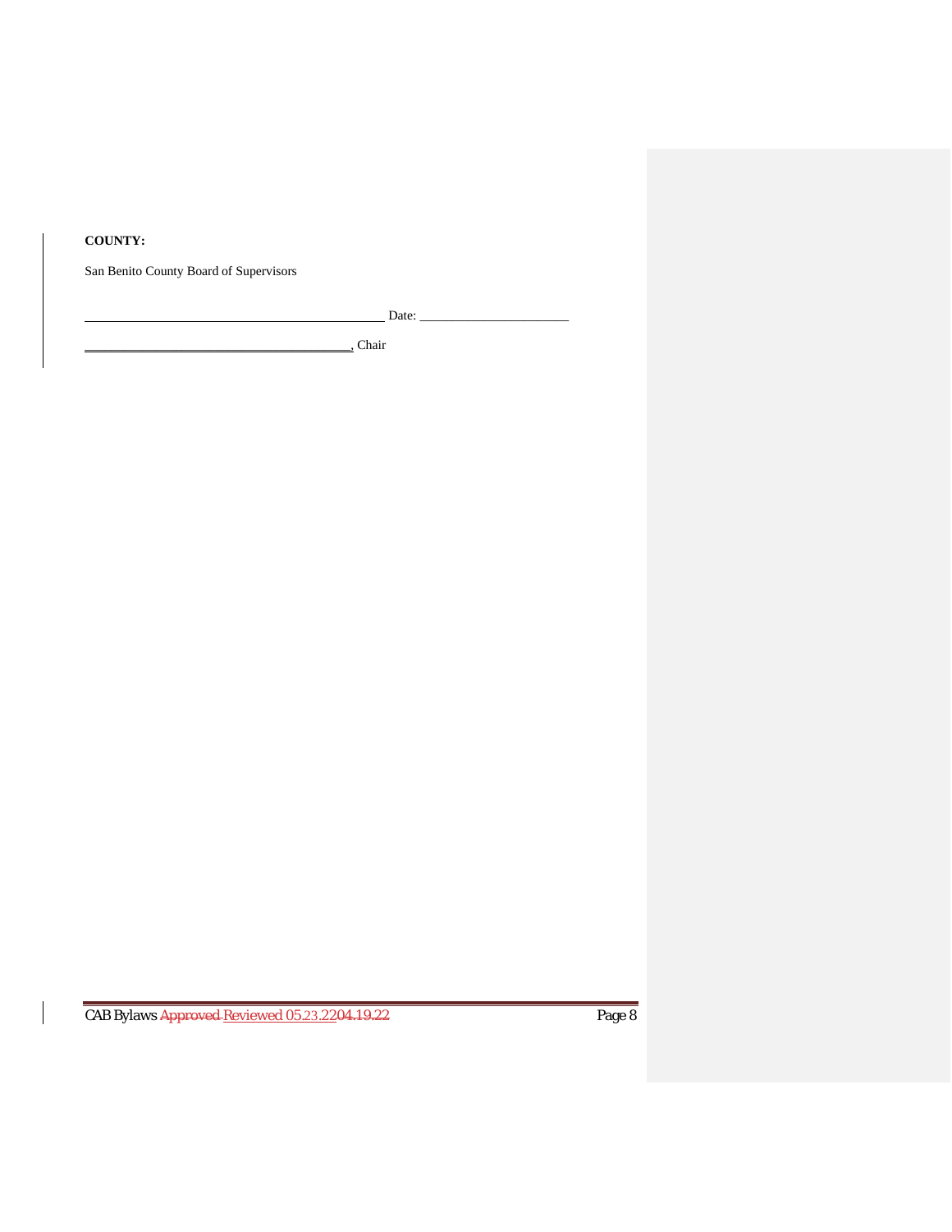**COUNTY:**

San Benito County Board of Supervisors

_____________________________________________ Date: _______________________

_________________________________________, Chair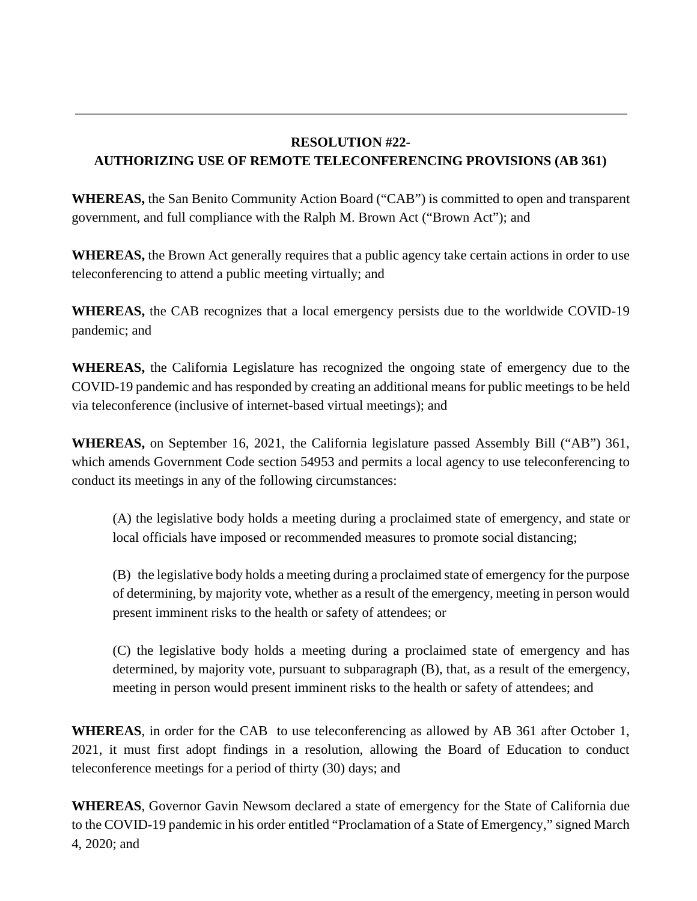**RESOLUTION #22-**
**AUTHORIZING USE OF REMOTE TELECONFERENCING PROVISIONS (AB 361)**

**WHEREAS,** the San Benito Community Action Board ("CAB") is committed to open and transparent government, and full compliance with the Ralph M. Brown Act ("Brown Act"); and

**WHEREAS,** the Brown Act generally requires that a public agency take certain actions in order to use teleconferencing to attend a public meeting virtually; and

**WHEREAS,** the CAB recognizes that a local emergency persists due to the worldwide COVID-19 pandemic; and

**WHEREAS,** the California Legislature has recognized the ongoing state of emergency due to the COVID-19 pandemic and has responded by creating an additional means for public meetings to be held via teleconference (inclusive of internet-based virtual meetings); and

**WHEREAS,** on September 16, 2021, the California legislature passed Assembly Bill ("AB") 361, which amends Government Code section 54953 and permits a local agency to use teleconferencing to conduct its meetings in any of the following circumstances:

> (A) the legislative body holds a meeting during a proclaimed state of emergency, and state or local officials have imposed or recommended measures to promote social distancing;
>
> (B) the legislative body holds a meeting during a proclaimed state of emergency for the purpose of determining, by majority vote, whether as a result of the emergency, meeting in person would present imminent risks to the health or safety of attendees; or
>
> (C) the legislative body holds a meeting during a proclaimed state of emergency and has determined, by majority vote, pursuant to subparagraph (B), that, as a result of the emergency, meeting in person would present imminent risks to the health or safety of attendees; and

**WHEREAS**, in order for the CAB to use teleconferencing as allowed by AB 361 after October 1, 2021, it must first adopt findings in a resolution, allowing the Board of Education to conduct teleconference meetings for a period of thirty (30) days; and

**WHEREAS**, Governor Gavin Newsom declared a state of emergency for the State of California due to the COVID-19 pandemic in his order entitled "Proclamation of a State of Emergency," signed March 4, 2020; and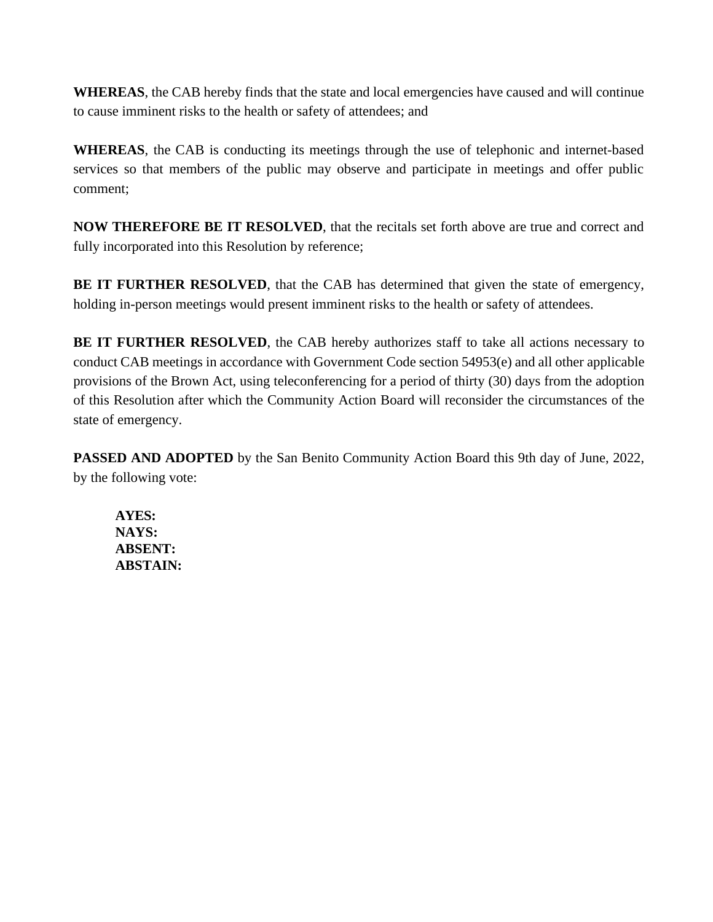**WHEREAS**, the CAB hereby finds that the state and local emergencies have caused and will continue to cause imminent risks to the health or safety of attendees; and

**WHEREAS**, the CAB is conducting its meetings through the use of telephonic and internet-based services so that members of the public may observe and participate in meetings and offer public comment;

**NOW THEREFORE BE IT RESOLVED**, that the recitals set forth above are true and correct and fully incorporated into this Resolution by reference;

**BE IT FURTHER RESOLVED**, that the CAB has determined that given the state of emergency, holding in-person meetings would present imminent risks to the health or safety of attendees.

**BE IT FURTHER RESOLVED**, the CAB hereby authorizes staff to take all actions necessary to conduct CAB meetings in accordance with Government Code section 54953(e) and all other applicable provisions of the Brown Act, using teleconferencing for a period of thirty (30) days from the adoption of this Resolution after which the Community Action Board will reconsider the circumstances of the state of emergency.

**PASSED AND ADOPTED** by the San Benito Community Action Board this 9th day of June, 2022, by the following vote:

**AYES:**
**NAYS:**
**ABSENT:**
**ABSTAIN:**